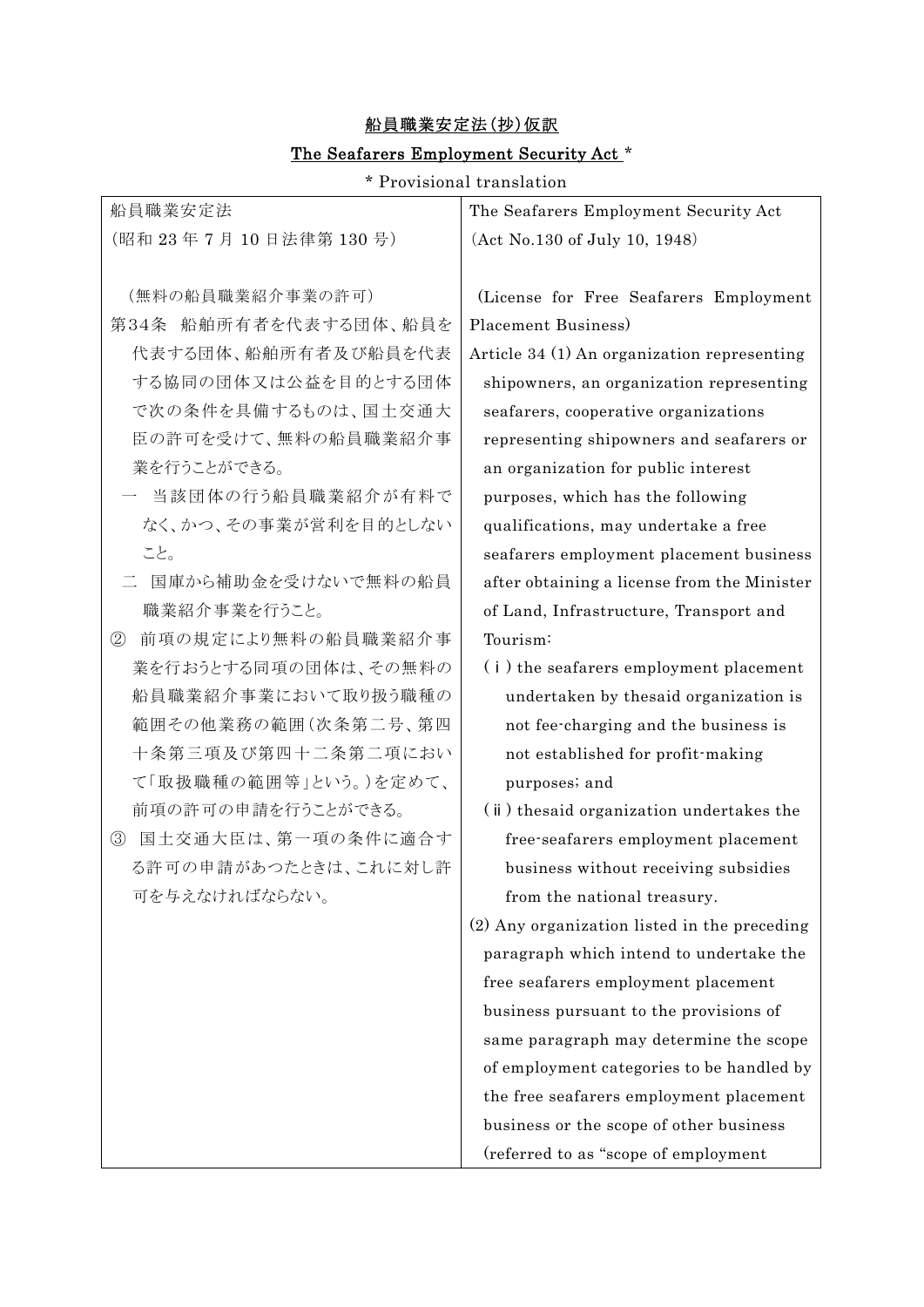# 船員職業安定法（抄）仮訳

## The Seafarers Employment Security Act *

\* Provisional translation

| 船員職業安定法<br>（昭和 23 年 7 月 10 日法律第 130 号） | The Seafarers Employment Security Act<br>(Act No.130 of July 10, 1948) |
|---|---|
| （無料の船員職業紹介事業の許可）<br>第34条　船舶所有者を代表する団体、船員を代表する団体、船舶所有者及び船員を代表する協同の団体又は公益を目的とする団体で次の条件を具備するものは、国土交通大臣の許可を受けて、無料の船員職業紹介事業を行うことができる。<br>一　当該団体の行う船員職業紹介が有料でなく、かつ、その事業が営利を目的としないこと。<br>二　国庫から補助金を受けないで無料の船員職業紹介事業を行うこと。<br>②　前項の規定により無料の船員職業紹介事業を行おうとする同項の団体は、その無料の船員職業紹介事業において取り扱う職種の範囲その他業務の範囲（次条第二号、第四十条第三項及び第四十二条第二項において「取扱職種の範囲等」という。）を定めて、前項の許可の申請を行うことができる。<br>③　国土交通大臣は、第一項の条件に適合する許可の申請があつたときは、これに対し許可を与えなければならない。 | (License for Free Seafarers Employment Placement Business)<br>Article 34 (1) An organization representing shipowners, an organization representing seafarers, cooperative organizations representing shipowners and seafarers or an organization for public interest purposes, which has the following qualifications, may undertake a free seafarers employment placement business after obtaining a license from the Minister of Land, Infrastructure, Transport and Tourism:<br>(ⅰ) the seafarers employment placement undertaken by thesaid organization is not fee-charging and the business is not established for profit-making purposes; and<br>(ⅱ) thesaid organization undertakes the free-seafarers employment placement business without receiving subsidies from the national treasury.<br>(2) Any organization listed in the preceding paragraph which intend to undertake the free seafarers employment placement business pursuant to the provisions of same paragraph may determine the scope of employment categories to be handled by the free seafarers employment placement business or the scope of other business (referred to as "scope of employment |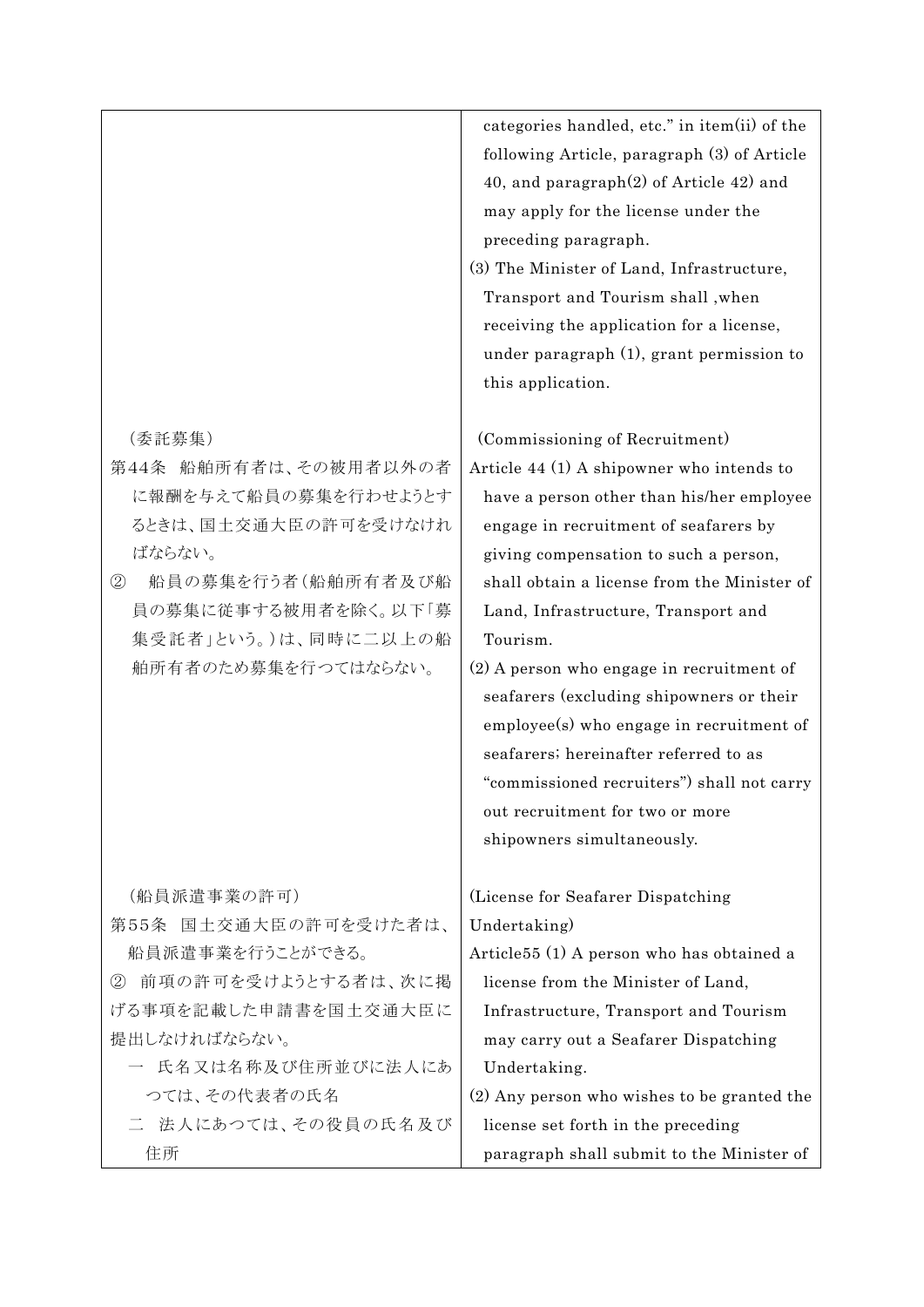| | |
|---|---|
| | categories handled, etc." in item(ii) of the following Article, paragraph (3) of Article 40, and paragraph(2) of Article 42) and may apply for the license under the preceding paragraph.<br>(3) The Minister of Land, Infrastructure, Transport and Tourism shall ,when receiving the application for a license, under paragraph (1), grant permission to this application. |
| （委託募集）<br>第44条　船舶所有者は、その被用者以外の者に報酬を与えて船員の募集を行わせようとするときは、国土交通大臣の許可を受けなければならない。<br>②　船員の募集を行う者（船舶所有者及び船員の募集に従事する被用者を除く。以下「募集受託者」という。）は、同時に二以上の船舶所有者のため募集を行つてはならない。 | (Commissioning of Recruitment)<br>Article 44 (1) A shipowner who intends to have a person other than his/her employee engage in recruitment of seafarers by giving compensation to such a person, shall obtain a license from the Minister of Land, Infrastructure, Transport and Tourism.<br>(2) A person who engage in recruitment of seafarers (excluding shipowners or their employee(s) who engage in recruitment of seafarers; hereinafter referred to as "commissioned recruiters") shall not carry out recruitment for two or more shipowners simultaneously. |
| （船員派遣事業の許可）<br>第55条　国土交通大臣の許可を受けた者は、船員派遣事業を行うことができる。<br>②　前項の許可を受けようとする者は、次に掲げる事項を記載した申請書を国土交通大臣に提出しなければならない。<br>一　氏名又は名称及び住所並びに法人にあつては、その代表者の氏名<br>二　法人にあつては、その役員の氏名及び住所 | (License for Seafarer Dispatching Undertaking)<br>Article55 (1) A person who has obtained a license from the Minister of Land, Infrastructure, Transport and Tourism may carry out a Seafarer Dispatching Undertaking.<br>(2) Any person who wishes to be granted the license set forth in the preceding paragraph shall submit to the Minister of |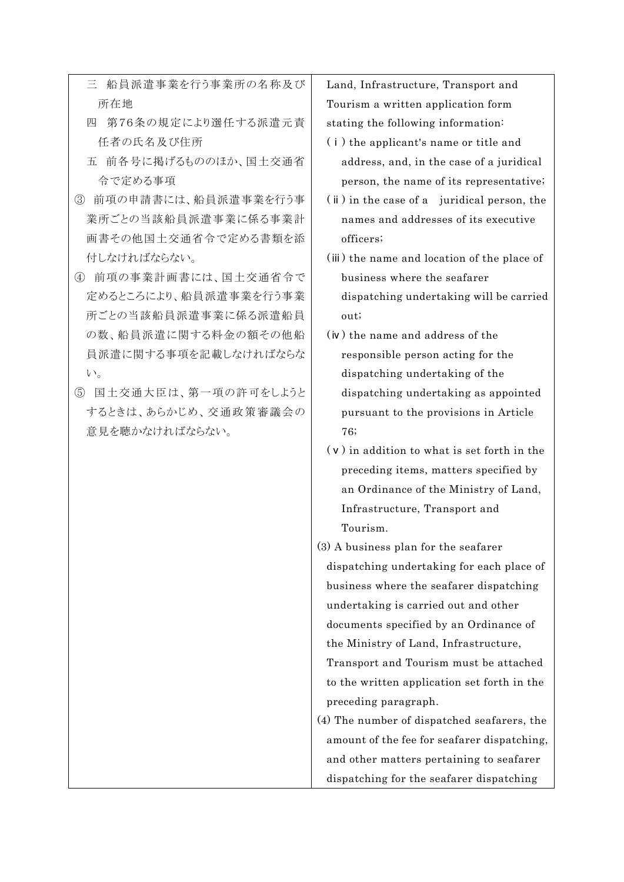| | |
|---|---|
| 三　船員派遣事業を行う事業所の名称及び所在地<br>四　第76条の規定により選任する派遣元責任者の氏名及び住所<br>五　前各号に掲げるもののほか、国土交通省令で定める事項<br>③　前項の申請書には、船員派遣事業を行う事業所ごとの当該船員派遣事業に係る事業計画書その他国土交通省令で定める書類を添付しなければならない。<br>④　前項の事業計画書には、国土交通省令で定めるところにより、船員派遣事業を行う事業所ごとの当該船員派遣事業に係る派遣船員の数、船員派遣に関する料金の額その他船員派遣に関する事項を記載しなければならない。<br>⑤　国土交通大臣は、第一項の許可をしようとするときは、あらかじめ、交通政策審議会の意見を聴かなければならない。 | Land, Infrastructure, Transport and Tourism a written application form stating the following information:<br>(i) the applicant's name or title and address, and, in the case of a juridical person, the name of its representative;<br>(ii) in the case of a juridical person, the names and addresses of its executive officers;<br>(iii) the name and location of the place of business where the seafarer dispatching undertaking will be carried out;<br>(iv) the name and address of the responsible person acting for the dispatching undertaking of the dispatching undertaking as appointed pursuant to the provisions in Article 76;<br>(v) in addition to what is set forth in the preceding items, matters specified by an Ordinance of the Ministry of Land, Infrastructure, Transport and Tourism.<br>(3) A business plan for the seafarer dispatching undertaking for each place of business where the seafarer dispatching undertaking is carried out and other documents specified by an Ordinance of the Ministry of Land, Infrastructure, Transport and Tourism must be attached to the written application set forth in the preceding paragraph.<br>(4) The number of dispatched seafarers, the amount of the fee for seafarer dispatching, and other matters pertaining to seafarer dispatching for the seafarer dispatching |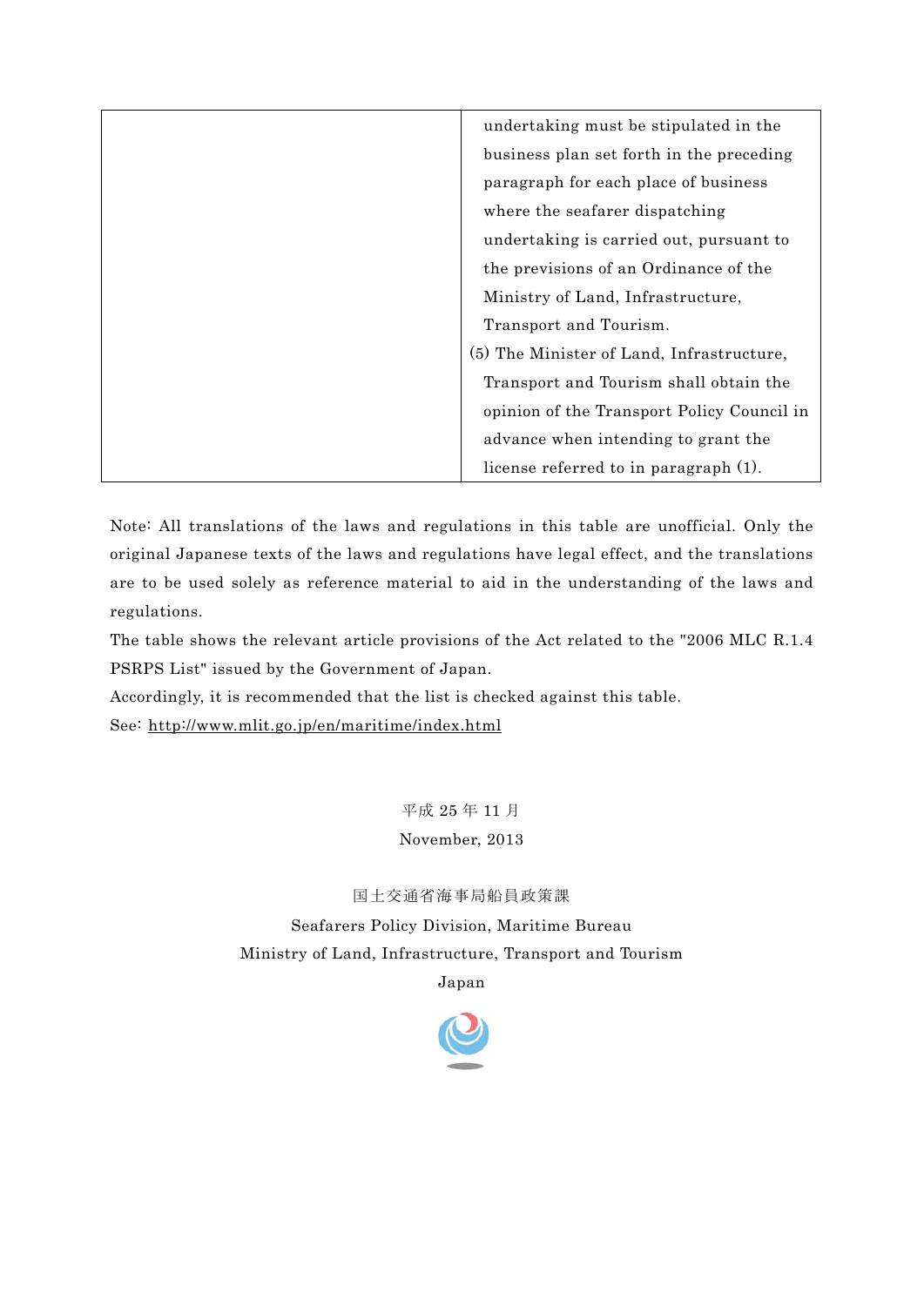| | |
|---|---|
| | undertaking must be stipulated in the business plan set forth in the preceding paragraph for each place of business where the seafarer dispatching undertaking is carried out, pursuant to the previsions of an Ordinance of the Ministry of Land, Infrastructure, Transport and Tourism.<br>(5) The Minister of Land, Infrastructure, Transport and Tourism shall obtain the opinion of the Transport Policy Council in advance when intending to grant the license referred to in paragraph (1). |

Note: All translations of the laws and regulations in this table are unofficial. Only the original Japanese texts of the laws and regulations have legal effect, and the translations are to be used solely as reference material to aid in the understanding of the laws and regulations.

The table shows the relevant article provisions of the Act related to the "2006 MLC R.1.4 PSRPS List" issued by the Government of Japan.

Accordingly, it is recommended that the list is checked against this table.

See: http://www.mlit.go.jp/en/maritime/index.html

平成 25 年 11 月

November, 2013

国土交通省海事局船員政策課

Seafarers Policy Division, Maritime Bureau

Ministry of Land, Infrastructure, Transport and Tourism

Japan